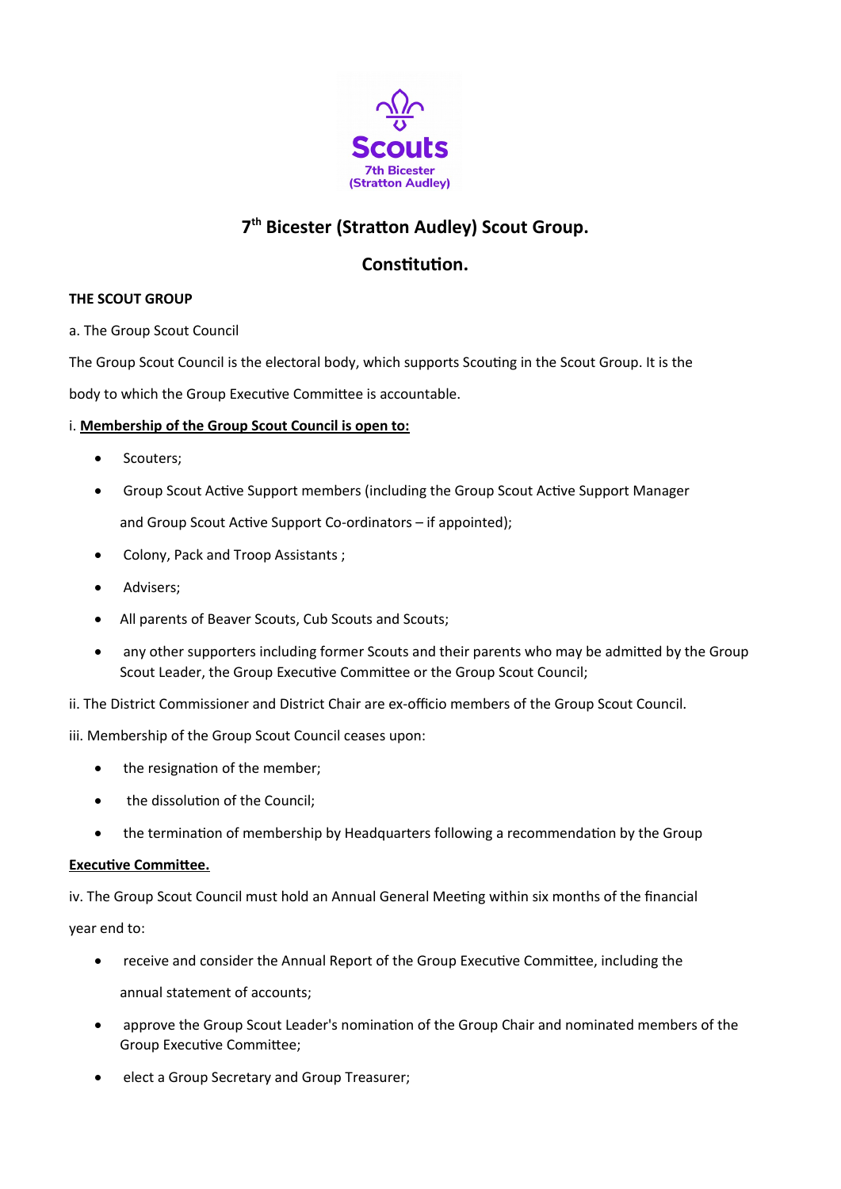Scouts
7th Bicester
(Stratton Audley)

# 7th Bicester (Stratton Audley) Scout Group.

# Constitution.

**THE SCOUT GROUP**

a. The Group Scout Council

The Group Scout Council is the electoral body, which supports Scouting in the Scout Group. It is the body to which the Group Executive Committee is accountable.

i. **Membership of the Group Scout Council is open to:**

- Scouters;
- Group Scout Active Support members (including the Group Scout Active Support Manager and Group Scout Active Support Co-ordinators – if appointed);
- Colony, Pack and Troop Assistants ;
- Advisers;
- All parents of Beaver Scouts, Cub Scouts and Scouts;
- any other supporters including former Scouts and their parents who may be admitted by the Group Scout Leader, the Group Executive Committee or the Group Scout Council;

ii. The District Commissioner and District Chair are ex-officio members of the Group Scout Council.

iii. Membership of the Group Scout Council ceases upon:

- the resignation of the member;
- the dissolution of the Council;
- the termination of membership by Headquarters following a recommendation by the Group **Executive Committee.**

iv. The Group Scout Council must hold an Annual General Meeting within six months of the financial year end to:

- receive and consider the Annual Report of the Group Executive Committee, including the annual statement of accounts;
- approve the Group Scout Leader's nomination of the Group Chair and nominated members of the Group Executive Committee;
- elect a Group Secretary and Group Treasurer;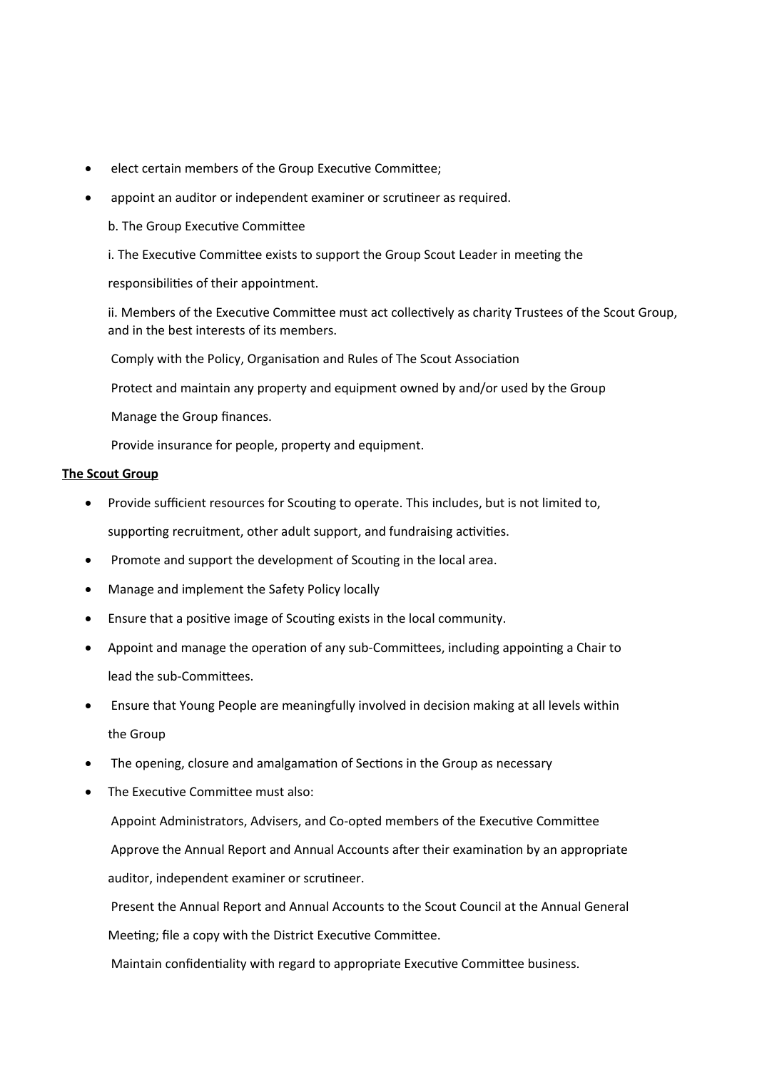- elect certain members of the Group Executive Committee;
- appoint an auditor or independent examiner or scrutineer as required.

b. The Group Executive Committee

i. The Executive Committee exists to support the Group Scout Leader in meeting the responsibilities of their appointment.

ii. Members of the Executive Committee must act collectively as charity Trustees of the Scout Group, and in the best interests of its members.

Comply with the Policy, Organisation and Rules of The Scout Association

Protect and maintain any property and equipment owned by and/or used by the Group

Manage the Group finances.

Provide insurance for people, property and equipment.

**<u>The Scout Group</u>**

- Provide sufficient resources for Scouting to operate. This includes, but is not limited to, supporting recruitment, other adult support, and fundraising activities.
- Promote and support the development of Scouting in the local area.
- Manage and implement the Safety Policy locally
- Ensure that a positive image of Scouting exists in the local community.
- Appoint and manage the operation of any sub-Committees, including appointing a Chair to lead the sub-Committees.
- Ensure that Young People are meaningfully involved in decision making at all levels within the Group
- The opening, closure and amalgamation of Sections in the Group as necessary
- The Executive Committee must also:

  Appoint Administrators, Advisers, and Co-opted members of the Executive Committee

  Approve the Annual Report and Annual Accounts after their examination by an appropriate auditor, independent examiner or scrutineer.

  Present the Annual Report and Annual Accounts to the Scout Council at the Annual General Meeting; file a copy with the District Executive Committee.

  Maintain confidentiality with regard to appropriate Executive Committee business.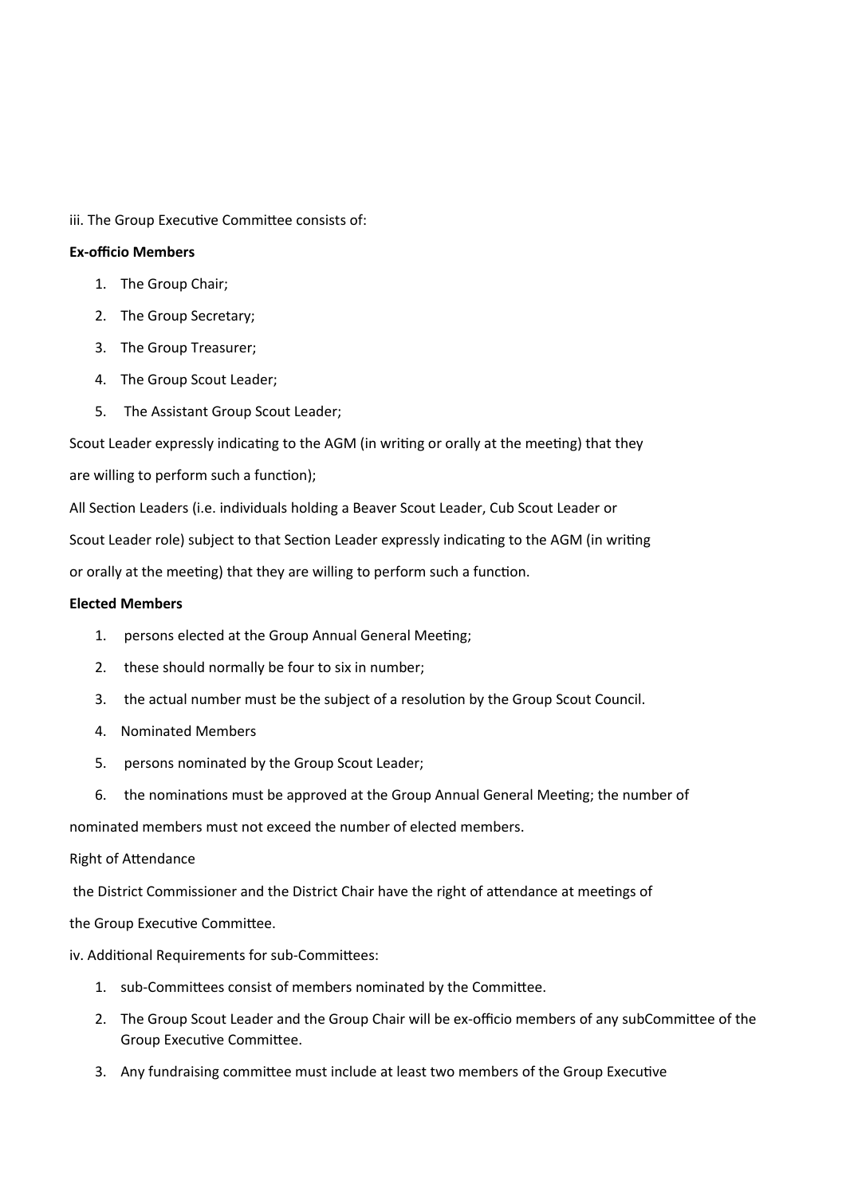iii. The Group Executive Committee consists of:

**Ex-officio Members**

1. The Group Chair;
2. The Group Secretary;
3. The Group Treasurer;
4. The Group Scout Leader;
5. The Assistant Group Scout Leader;

Scout Leader expressly indicating to the AGM (in writing or orally at the meeting) that they are willing to perform such a function);

All Section Leaders (i.e. individuals holding a Beaver Scout Leader, Cub Scout Leader or Scout Leader role) subject to that Section Leader expressly indicating to the AGM (in writing or orally at the meeting) that they are willing to perform such a function.

**Elected Members**

1. persons elected at the Group Annual General Meeting;
2. these should normally be four to six in number;
3. the actual number must be the subject of a resolution by the Group Scout Council.
4. Nominated Members
5. persons nominated by the Group Scout Leader;
6. the nominations must be approved at the Group Annual General Meeting; the number of

nominated members must not exceed the number of elected members.

Right of Attendance

the District Commissioner and the District Chair have the right of attendance at meetings of the Group Executive Committee.

iv. Additional Requirements for sub-Committees:

1. sub-Committees consist of members nominated by the Committee.
2. The Group Scout Leader and the Group Chair will be ex-officio members of any subCommittee of the Group Executive Committee.
3. Any fundraising committee must include at least two members of the Group Executive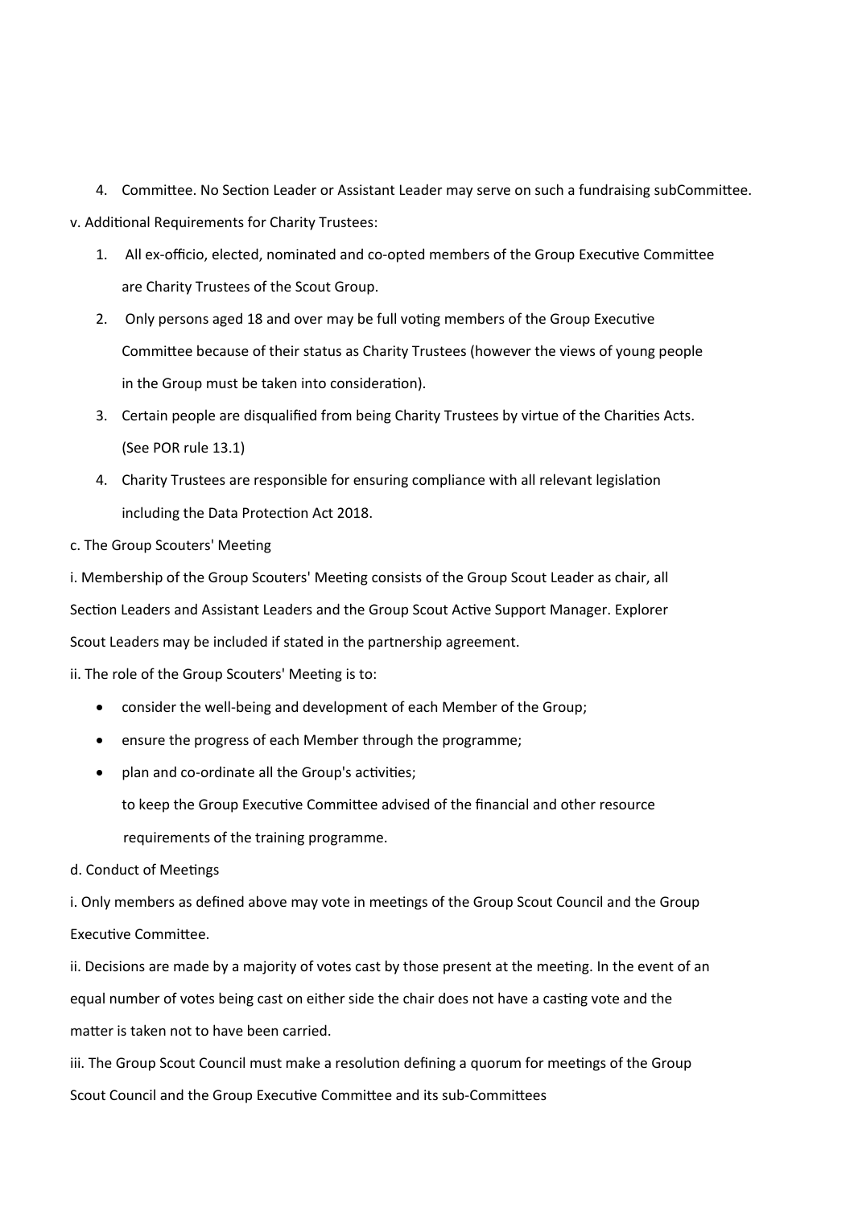4. Committee. No Section Leader or Assistant Leader may serve on such a fundraising subCommittee.

v. Additional Requirements for Charity Trustees:

1. All ex-officio, elected, nominated and co-opted members of the Group Executive Committee are Charity Trustees of the Scout Group.
2. Only persons aged 18 and over may be full voting members of the Group Executive Committee because of their status as Charity Trustees (however the views of young people in the Group must be taken into consideration).
3. Certain people are disqualified from being Charity Trustees by virtue of the Charities Acts. (See POR rule 13.1)
4. Charity Trustees are responsible for ensuring compliance with all relevant legislation including the Data Protection Act 2018.

c. The Group Scouters' Meeting

i. Membership of the Group Scouters' Meeting consists of the Group Scout Leader as chair, all Section Leaders and Assistant Leaders and the Group Scout Active Support Manager. Explorer Scout Leaders may be included if stated in the partnership agreement.

ii. The role of the Group Scouters' Meeting is to:

- consider the well-being and development of each Member of the Group;
- ensure the progress of each Member through the programme;
- plan and co-ordinate all the Group's activities;

  to keep the Group Executive Committee advised of the financial and other resource requirements of the training programme.

d. Conduct of Meetings

i. Only members as defined above may vote in meetings of the Group Scout Council and the Group Executive Committee.

ii. Decisions are made by a majority of votes cast by those present at the meeting. In the event of an equal number of votes being cast on either side the chair does not have a casting vote and the matter is taken not to have been carried.

iii. The Group Scout Council must make a resolution defining a quorum for meetings of the Group Scout Council and the Group Executive Committee and its sub-Committees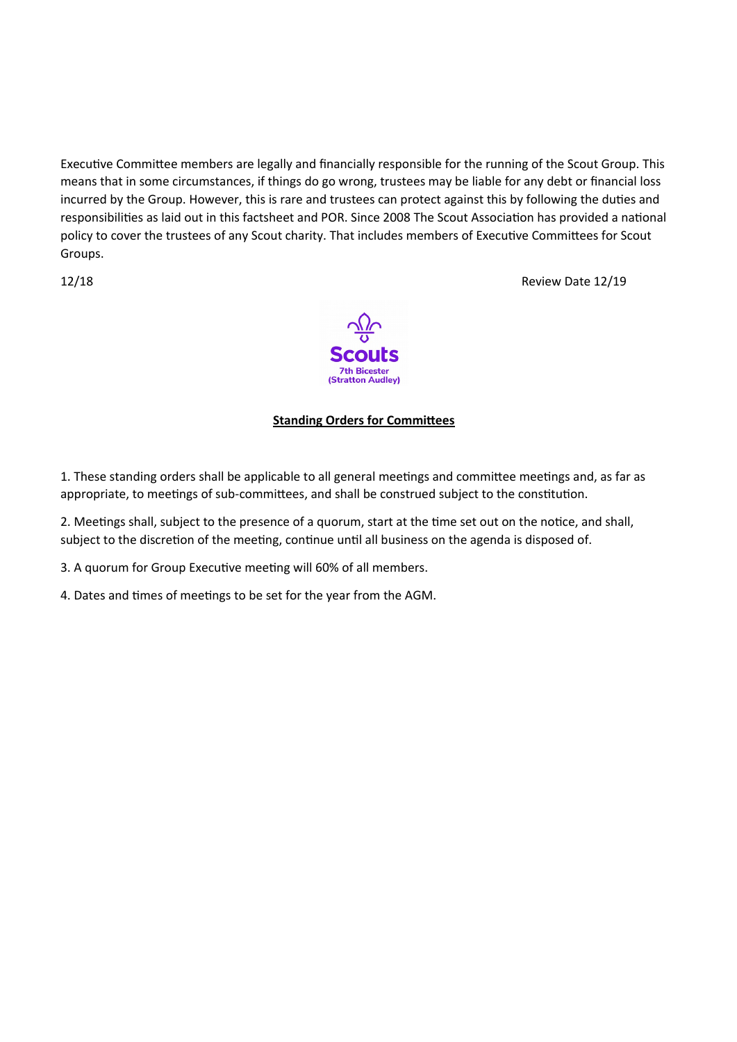Executive Committee members are legally and financially responsible for the running of the Scout Group. This means that in some circumstances, if things do go wrong, trustees may be liable for any debt or financial loss incurred by the Group. However, this is rare and trustees can protect against this by following the duties and responsibilities as laid out in this factsheet and POR. Since 2008 The Scout Association has provided a national policy to cover the trustees of any Scout charity. That includes members of Executive Committees for Scout Groups.

12/18 Review Date 12/19

Scouts
7th Bicester
(Stratton Audley)

**Standing Orders for Committees**

1. These standing orders shall be applicable to all general meetings and committee meetings and, as far as appropriate, to meetings of sub-committees, and shall be construed subject to the constitution.

2. Meetings shall, subject to the presence of a quorum, start at the time set out on the notice, and shall, subject to the discretion of the meeting, continue until all business on the agenda is disposed of.

3. A quorum for Group Executive meeting will 60% of all members.

4. Dates and times of meetings to be set for the year from the AGM.